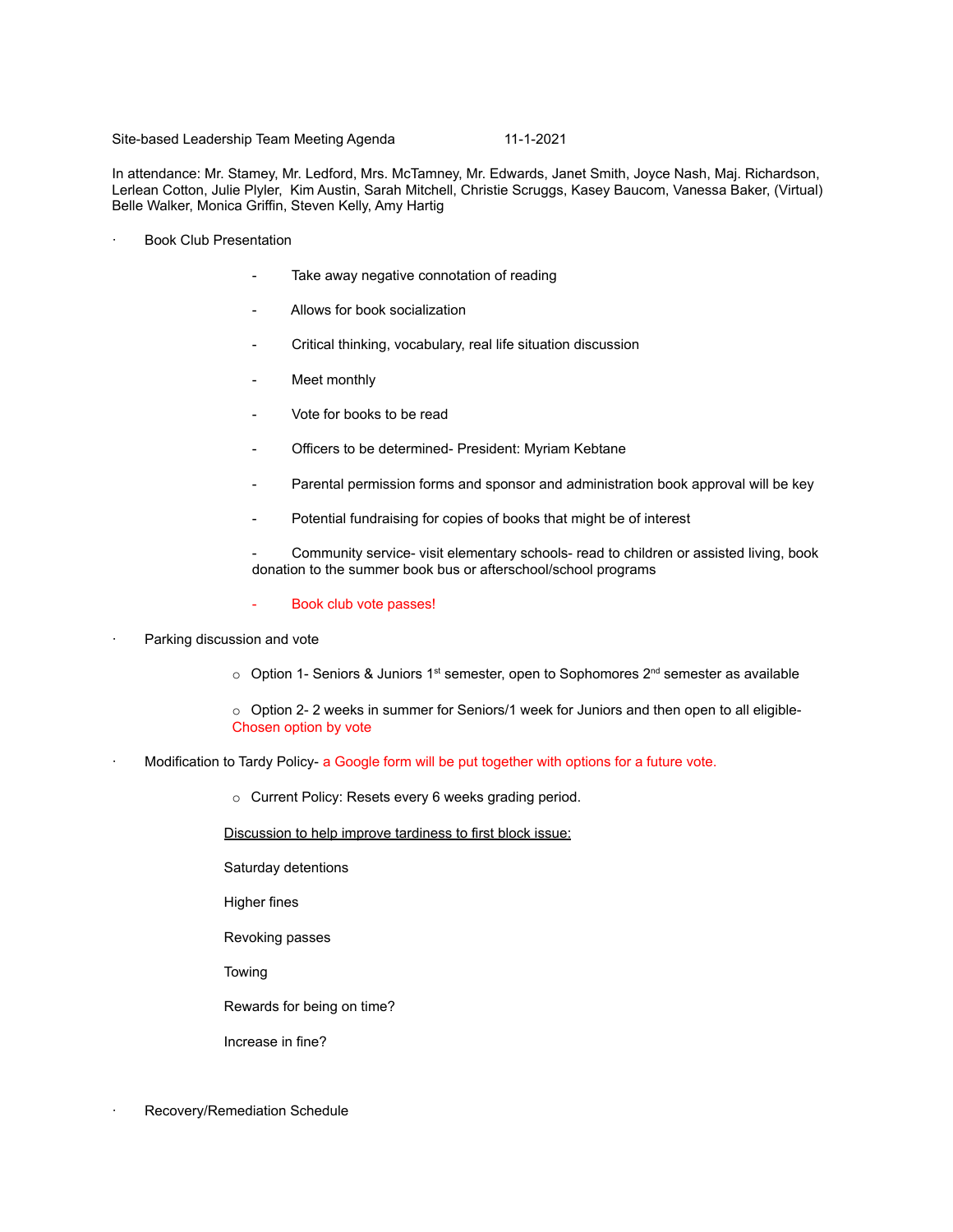Site-based Leadership Team Meeting Agenda 11-1-2021

In attendance: Mr. Stamey, Mr. Ledford, Mrs. McTamney, Mr. Edwards, Janet Smith, Joyce Nash, Maj. Richardson, Lerlean Cotton, Julie Plyler, Kim Austin, Sarah Mitchell, Christie Scruggs, Kasey Baucom, Vanessa Baker, (Virtual) Belle Walker, Monica Griffin, Steven Kelly, Amy Hartig

- Book Club Presentation
  - Take away negative connotation of reading
  - Allows for book socialization
  - Critical thinking, vocabulary, real life situation discussion
  - Meet monthly
  - Vote for books to be read
  - Officers to be determined- President: Myriam Kebtane
  - Parental permission forms and sponsor and administration book approval will be key
  - Potential fundraising for copies of books that might be of interest
  - Community service- visit elementary schools- read to children or assisted living, book donation to the summer book bus or afterschool/school programs
  - Book club vote passes!
- Parking discussion and vote
  - Option 1- Seniors & Juniors 1st semester, open to Sophomores 2nd semester as available
  - Option 2- 2 weeks in summer for Seniors/1 week for Juniors and then open to all eligible- Chosen option by vote
- Modification to Tardy Policy- a Google form will be put together with options for a future vote.
  - Current Policy: Resets every 6 weeks grading period.

  Discussion to help improve tardiness to first block issue:

  Saturday detentions

  Higher fines

  Revoking passes

  Towing

  Rewards for being on time?

  Increase in fine?

- Recovery/Remediation Schedule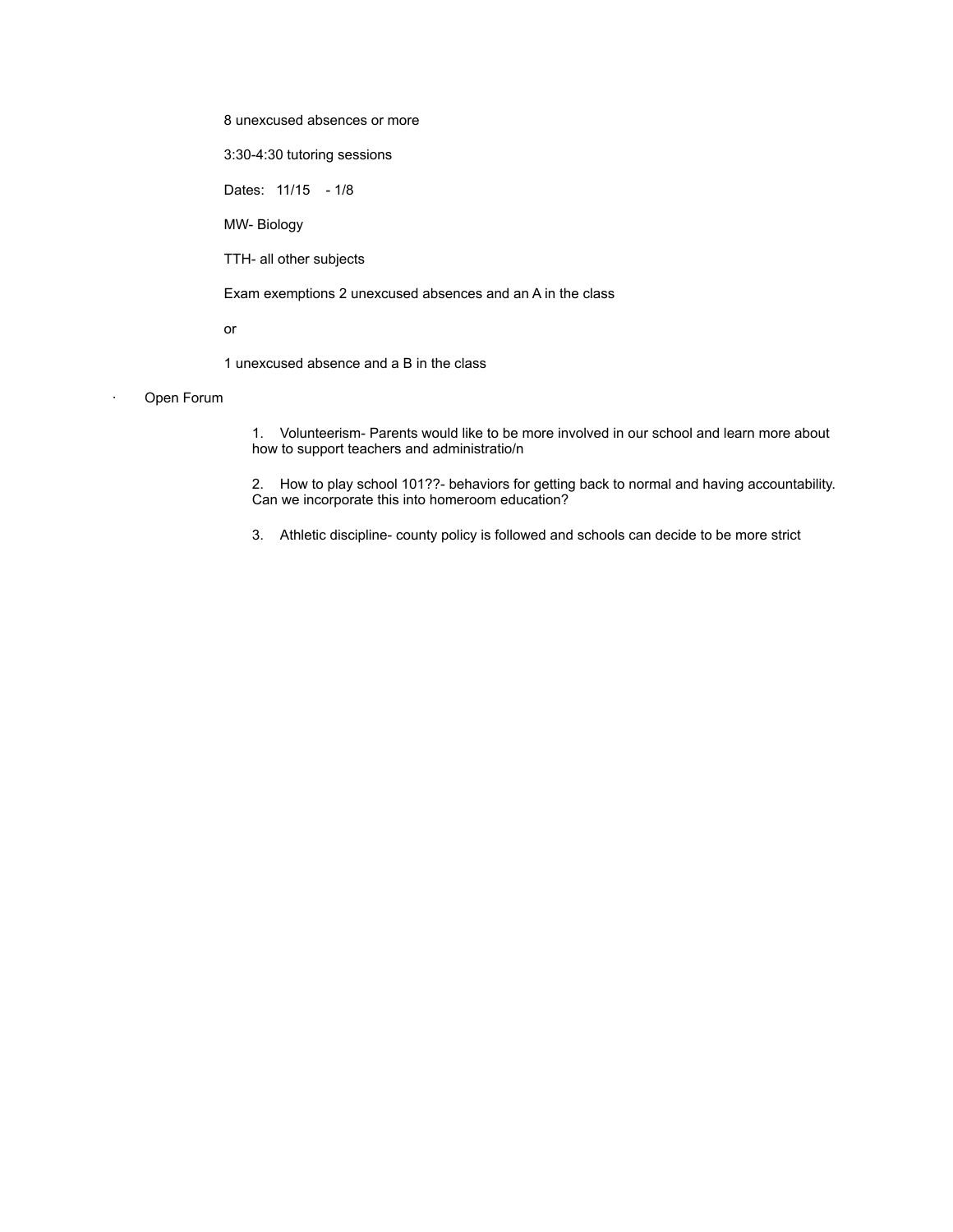8 unexcused absences or more

3:30-4:30 tutoring sessions

Dates: 11/15 - 1/8

MW- Biology

TTH- all other subjects

Exam exemptions 2 unexcused absences and an A in the class

or

1 unexcused absence and a B in the class

- Open Forum

  1. Volunteerism- Parents would like to be more involved in our school and learn more about how to support teachers and administratio/n

  2. How to play school 101??- behaviors for getting back to normal and having accountability. Can we incorporate this into homeroom education?

  3. Athletic discipline- county policy is followed and schools can decide to be more strict